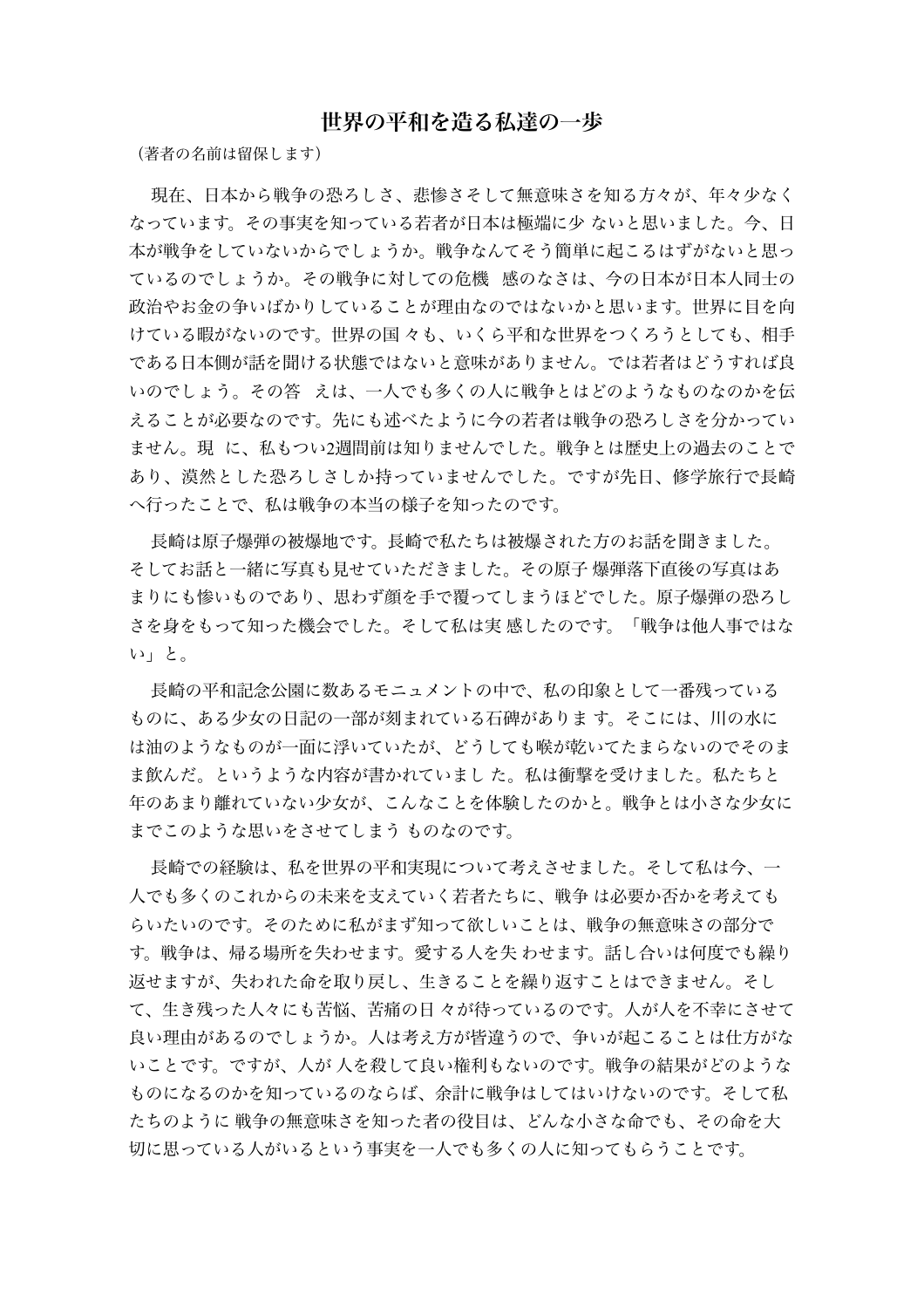# 世界の平和を造る私達の一歩

（著者の名前は留保します）

現在、日本から戦争の恐ろしさ、悲惨さそして無意味さを知る方々が、年々少なくなっています。その事実を知っている若者が日本は極端に少 ないと思いました。今、日本が戦争をしていないからでしょうか。戦争なんてそう簡単に起こるはずがないと思っているのでしょうか。その戦争に対しての危機　感のなさは、今の日本が日本人同士の政治やお金の争いばかりしていることが理由なのではないかと思います。世界に目を向けている暇がないのです。世界の国 々も、いくら平和な世界をつくろうとしても、相手である日本側が話を聞ける状態ではないと意味がありません。では若者はどうすれば良いのでしょう。その答　えは、一人でも多くの人に戦争とはどのようなものなのかを伝えることが必要なのです。先にも述べたように今の若者は戦争の恐ろしさを分かっていません。現　に、私もつい2週間前は知りませんでした。戦争とは歴史上の過去のことであり、漠然とした恐ろしさしか持っていませんでした。ですが先日、修学旅行で長崎へ行ったことで、私は戦争の本当の様子を知ったのです。

長崎は原子爆弾の被爆地です。長崎で私たちは被爆された方のお話を聞きました。そしてお話と一緒に写真も見せていただきました。その原子 爆弾落下直後の写真はあまりにも惨いものであり、思わず顔を手で覆ってしまうほどでした。原子爆弾の恐ろしさを身をもって知った機会でした。そして私は実 感したのです。「戦争は他人事ではない」と。

長崎の平和記念公園に数あるモニュメントの中で、私の印象として一番残っているものに、ある少女の日記の一部が刻まれている石碑がありま す。そこには、川の水には油のようなものが一面に浮いていたが、どうしても喉が乾いてたまらないのでそのまま飲んだ。というような内容が書かれていまし た。私は衝撃を受けました。私たちと年のあまり離れていない少女が、こんなことを体験したのかと。戦争とは小さな少女にまでこのような思いをさせてしまう ものなのです。

長崎での経験は、私を世界の平和実現について考えさせました。そして私は今、一人でも多くのこれからの未来を支えていく若者たちに、戦争 は必要か否かを考えてもらいたいのです。そのために私がまず知って欲しいことは、戦争の無意味さの部分です。戦争は、帰る場所を失わせます。愛する人を失 わせます。話し合いは何度でも繰り返せますが、失われた命を取り戻し、生きることを繰り返すことはできません。そして、生き残った人々にも苦悩、苦痛の日 々が待っているのです。人が人を不幸にさせて良い理由があるのでしょうか。人は考え方が皆違うので、争いが起こることは仕方がないことです。ですが、人が 人を殺して良い権利もないのです。戦争の結果がどのようなものになるのかを知っているのならば、余計に戦争はしてはいけないのです。そして私たちのように 戦争の無意味さを知った者の役目は、どんな小さな命でも、その命を大切に思っている人がいるという事実を一人でも多くの人に知ってもらうことです。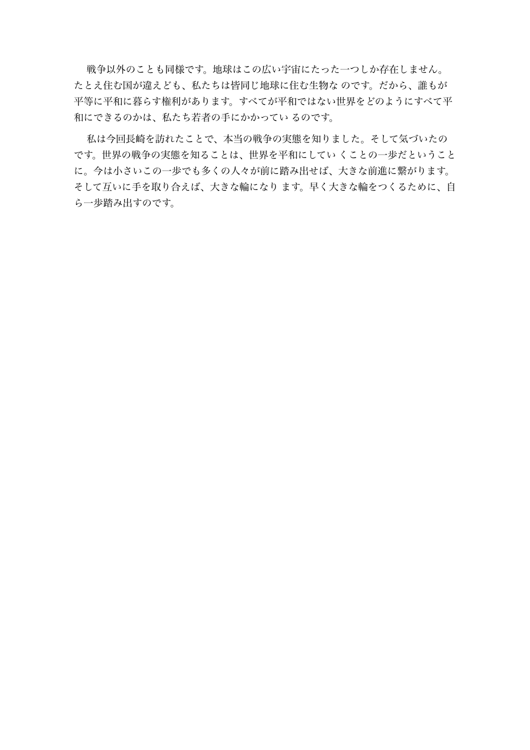戦争以外のことも同様です。地球はこの広い宇宙にたった一つしか存在しません。たとえ住む国が違えども、私たちは皆同じ地球に住む生物な のです。だから、誰もが平等に平和に暮らす権利があります。すべてが平和ではない世界をどのようにすべて平和にできるのかは、私たち若者の手にかかってい るのです。

私は今回長崎を訪れたことで、本当の戦争の実態を知りました。そして気づいたのです。世界の戦争の実態を知ることは、世界を平和にしてい くことの一歩だということに。今は小さいこの一歩でも多くの人々が前に踏み出せば、大きな前進に繋がります。そして互いに手を取り合えば、大きな輪になり ます。早く大きな輪をつくるために、自ら一歩踏み出すのです。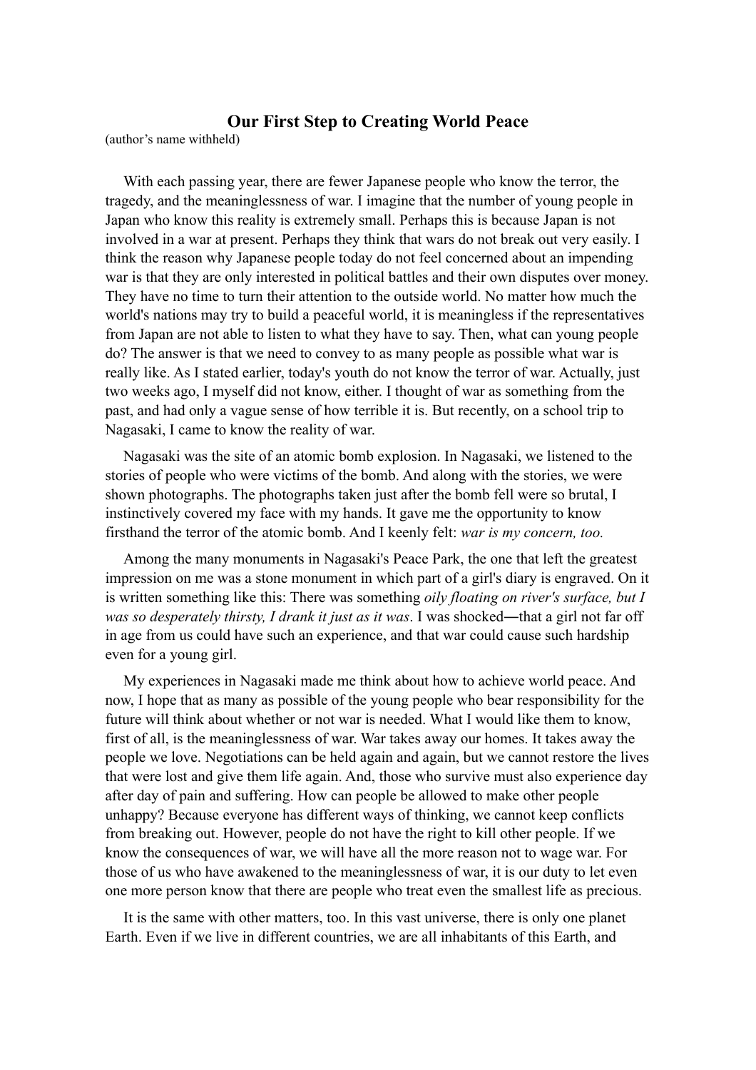## Our First Step to Creating World Peace

(author's name withheld)

With each passing year, there are fewer Japanese people who know the terror, the tragedy, and the meaninglessness of war. I imagine that the number of young people in Japan who know this reality is extremely small. Perhaps this is because Japan is not involved in a war at present. Perhaps they think that wars do not break out very easily. I think the reason why Japanese people today do not feel concerned about an impending war is that they are only interested in political battles and their own disputes over money. They have no time to turn their attention to the outside world. No matter how much the world's nations may try to build a peaceful world, it is meaningless if the representatives from Japan are not able to listen to what they have to say. Then, what can young people do? The answer is that we need to convey to as many people as possible what war is really like. As I stated earlier, today's youth do not know the terror of war. Actually, just two weeks ago, I myself did not know, either. I thought of war as something from the past, and had only a vague sense of how terrible it is. But recently, on a school trip to Nagasaki, I came to know the reality of war.

Nagasaki was the site of an atomic bomb explosion. In Nagasaki, we listened to the stories of people who were victims of the bomb. And along with the stories, we were shown photographs. The photographs taken just after the bomb fell were so brutal, I instinctively covered my face with my hands. It gave me the opportunity to know firsthand the terror of the atomic bomb. And I keenly felt: *war is my concern, too.*

Among the many monuments in Nagasaki's Peace Park, the one that left the greatest impression on me was a stone monument in which part of a girl's diary is engraved. On it is written something like this: There was something *oily floating on river's surface, but I was so desperately thirsty, I drank it just as it was*. I was shocked―that a girl not far off in age from us could have such an experience, and that war could cause such hardship even for a young girl.

My experiences in Nagasaki made me think about how to achieve world peace. And now, I hope that as many as possible of the young people who bear responsibility for the future will think about whether or not war is needed. What I would like them to know, first of all, is the meaninglessness of war. War takes away our homes. It takes away the people we love. Negotiations can be held again and again, but we cannot restore the lives that were lost and give them life again. And, those who survive must also experience day after day of pain and suffering. How can people be allowed to make other people unhappy? Because everyone has different ways of thinking, we cannot keep conflicts from breaking out. However, people do not have the right to kill other people. If we know the consequences of war, we will have all the more reason not to wage war. For those of us who have awakened to the meaninglessness of war, it is our duty to let even one more person know that there are people who treat even the smallest life as precious.

It is the same with other matters, too. In this vast universe, there is only one planet Earth. Even if we live in different countries, we are all inhabitants of this Earth, and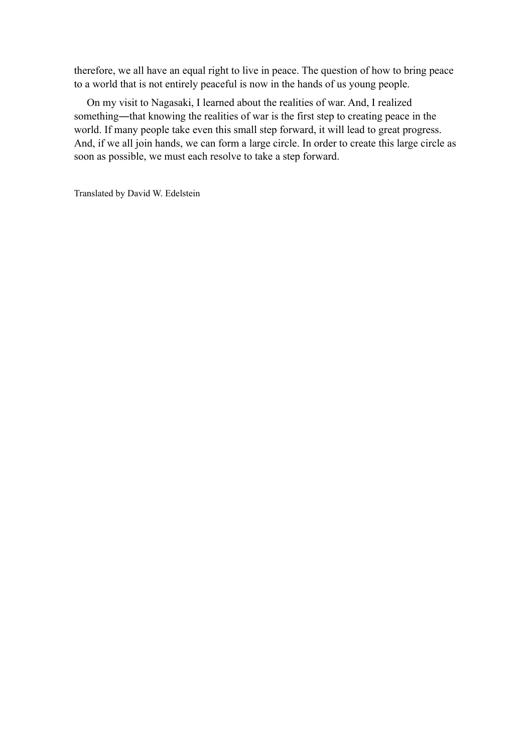therefore, we all have an equal right to live in peace. The question of how to bring peace to a world that is not entirely peaceful is now in the hands of us young people.

On my visit to Nagasaki, I learned about the realities of war. And, I realized something―that knowing the realities of war is the first step to creating peace in the world. If many people take even this small step forward, it will lead to great progress. And, if we all join hands, we can form a large circle. In order to create this large circle as soon as possible, we must each resolve to take a step forward.

Translated by David W. Edelstein